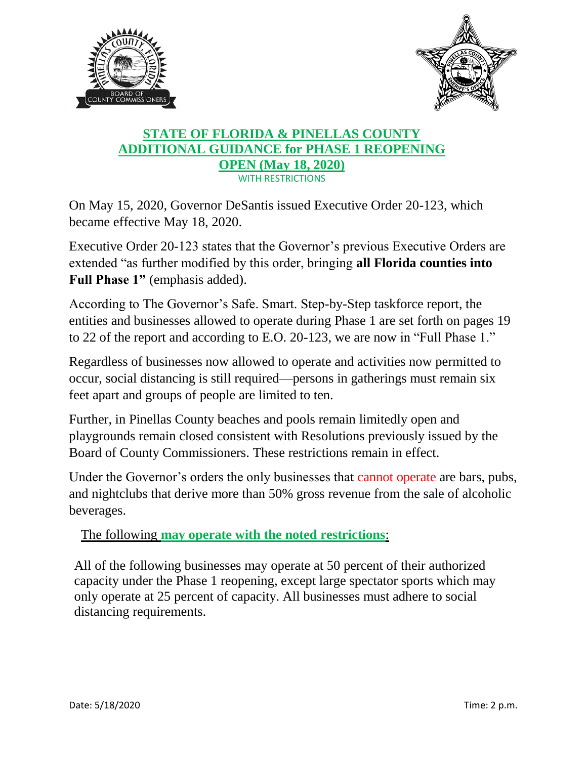# STATE OF FLORIDA & PINELLAS COUNTY ADDITIONAL GUIDANCE for PHASE 1 REOPENING OPEN (May 18, 2020)

WITH RESTRICTIONS

On May 15, 2020, Governor DeSantis issued Executive Order 20-123, which became effective May 18, 2020.

Executive Order 20-123 states that the Governor's previous Executive Orders are extended "as further modified by this order, bringing **all Florida counties into Full Phase 1"** (emphasis added).

According to The Governor's Safe. Smart. Step-by-Step taskforce report, the entities and businesses allowed to operate during Phase 1 are set forth on pages 19 to 22 of the report and according to E.O. 20-123, we are now in "Full Phase 1."

Regardless of businesses now allowed to operate and activities now permitted to occur, social distancing is still required—persons in gatherings must remain six feet apart and groups of people are limited to ten.

Further, in Pinellas County beaches and pools remain limitedly open and playgrounds remain closed consistent with Resolutions previously issued by the Board of County Commissioners. These restrictions remain in effect.

Under the Governor's orders the only businesses that cannot operate are bars, pubs, and nightclubs that derive more than 50% gross revenue from the sale of alcoholic beverages.

The following **may operate with the noted restrictions**:

All of the following businesses may operate at 50 percent of their authorized capacity under the Phase 1 reopening, except large spectator sports which may only operate at 25 percent of capacity. All businesses must adhere to social distancing requirements.

Date: 5/18/2020

Time: 2 p.m.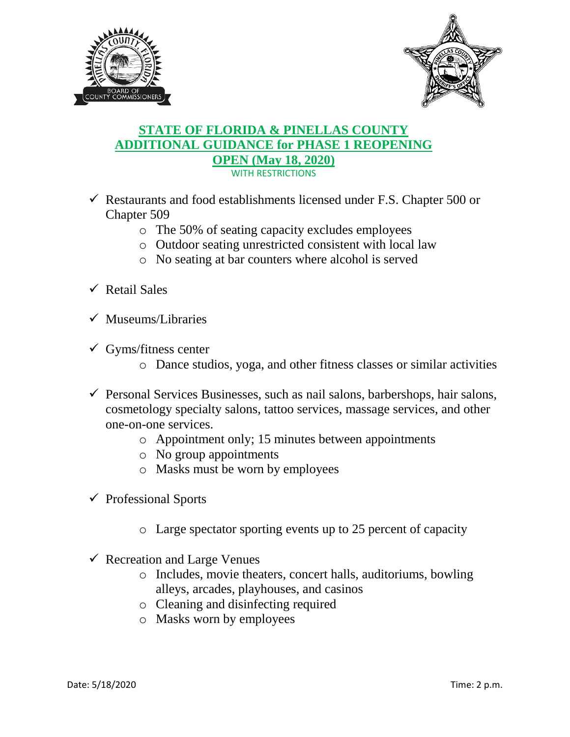## STATE OF FLORIDA & PINELLAS COUNTY ADDITIONAL GUIDANCE for PHASE 1 REOPENING

## OPEN (May 18, 2020)

WITH RESTRICTIONS

- ✓ Restaurants and food establishments licensed under F.S. Chapter 500 or Chapter 509
  - The 50% of seating capacity excludes employees
  - Outdoor seating unrestricted consistent with local law
  - No seating at bar counters where alcohol is served
- ✓ Retail Sales
- ✓ Museums/Libraries
- ✓ Gyms/fitness center
  - Dance studios, yoga, and other fitness classes or similar activities
- ✓ Personal Services Businesses, such as nail salons, barbershops, hair salons, cosmetology specialty salons, tattoo services, massage services, and other one-on-one services.
  - Appointment only; 15 minutes between appointments
  - No group appointments
  - Masks must be worn by employees
- ✓ Professional Sports
  - Large spectator sporting events up to 25 percent of capacity
- ✓ Recreation and Large Venues
  - Includes, movie theaters, concert halls, auditoriums, bowling alleys, arcades, playhouses, and casinos
  - Cleaning and disinfecting required
  - Masks worn by employees

Date: 5/18/2020

Time: 2 p.m.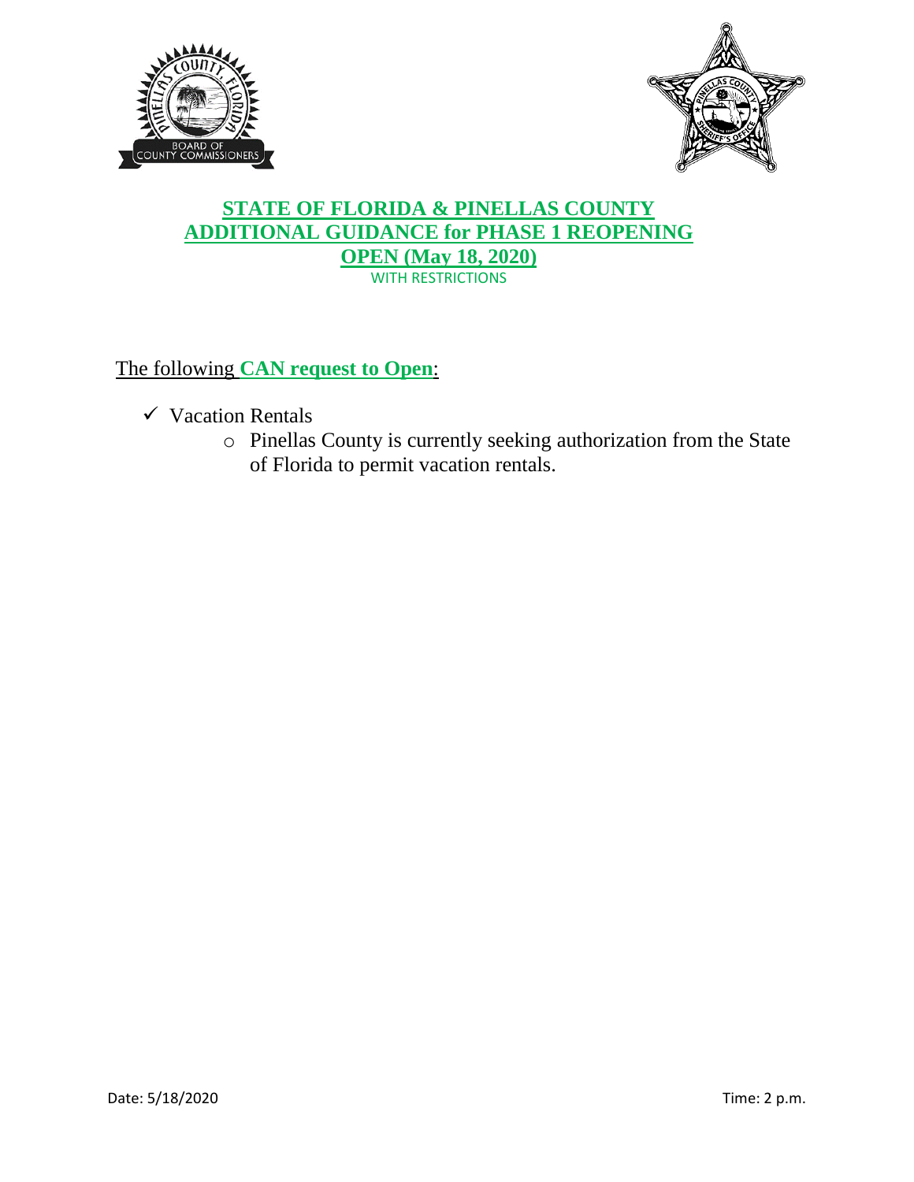**STATE OF FLORIDA & PINELLAS COUNTY**
**ADDITIONAL GUIDANCE for PHASE 1 REOPENING**
**OPEN (May 18, 2020)**
WITH RESTRICTIONS

The following **CAN request to Open**:

- ✓ Vacation Rentals
  - Pinellas County is currently seeking authorization from the State of Florida to permit vacation rentals.

Date: 5/18/2020 Time: 2 p.m.